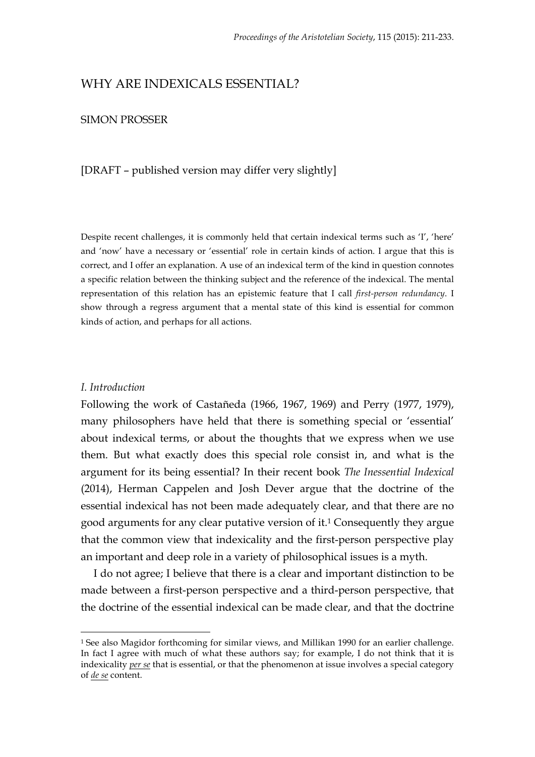# WHY ARE INDEXICALS ESSENTIAL?

SIMON PROSSER

[DRAFT – published version may differ very slightly]

Despite recent challenges, it is commonly held that certain indexical terms such as 'I', 'here' and 'now' have a necessary or 'essential' role in certain kinds of action. I argue that this is correct, and I offer an explanation. A use of an indexical term of the kind in question connotes a specific relation between the thinking subject and the reference of the indexical. The mental representation of this relation has an epistemic feature that I call *first-person redundancy*. I show through a regress argument that a mental state of this kind is essential for common kinds of action, and perhaps for all actions.

## *I. Introduction*

Following the work of Castañeda (1966, 1967, 1969) and Perry (1977, 1979), many philosophers have held that there is something special or 'essential' about indexical terms, or about the thoughts that we express when we use them. But what exactly does this special role consist in, and what is the argument for its being essential? In their recent book *The Inessential Indexical* (2014), Herman Cappelen and Josh Dever argue that the doctrine of the essential indexical has not been made adequately clear, and that there are no good arguments for any clear putative version of it.[1] Consequently they argue that the common view that indexicality and the first-person perspective play an important and deep role in a variety of philosophical issues is a myth.

I do not agree; I believe that there is a clear and important distinction to be made between a first-person perspective and a third-person perspective, that the doctrine of the essential indexical can be made clear, and that the doctrine

[1] See also Magidor forthcoming for similar views, and Millikan 1990 for an earlier challenge. In fact I agree with much of what these authors say; for example, I do not think that it is indexicality *per se* that is essential, or that the phenomenon at issue involves a special category of *de se* content.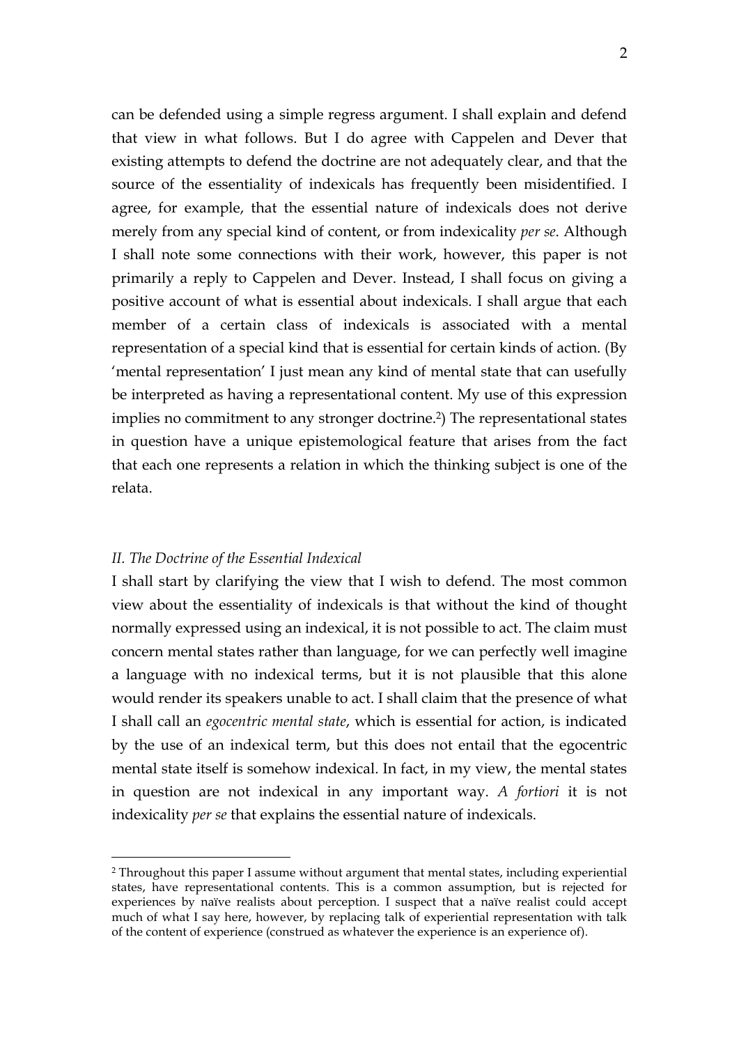can be defended using a simple regress argument. I shall explain and defend that view in what follows. But I do agree with Cappelen and Dever that existing attempts to defend the doctrine are not adequately clear, and that the source of the essentiality of indexicals has frequently been misidentified. I agree, for example, that the essential nature of indexicals does not derive merely from any special kind of content, or from indexicality *per se*. Although I shall note some connections with their work, however, this paper is not primarily a reply to Cappelen and Dever. Instead, I shall focus on giving a positive account of what is essential about indexicals. I shall argue that each member of a certain class of indexicals is associated with a mental representation of a special kind that is essential for certain kinds of action. (By 'mental representation' I just mean any kind of mental state that can usefully be interpreted as having a representational content. My use of this expression implies no commitment to any stronger doctrine.[2]) The representational states in question have a unique epistemological feature that arises from the fact that each one represents a relation in which the thinking subject is one of the relata.

## *II. The Doctrine of the Essential Indexical*

I shall start by clarifying the view that I wish to defend. The most common view about the essentiality of indexicals is that without the kind of thought normally expressed using an indexical, it is not possible to act. The claim must concern mental states rather than language, for we can perfectly well imagine a language with no indexical terms, but it is not plausible that this alone would render its speakers unable to act. I shall claim that the presence of what I shall call an *egocentric mental state*, which is essential for action, is indicated by the use of an indexical term, but this does not entail that the egocentric mental state itself is somehow indexical. In fact, in my view, the mental states in question are not indexical in any important way. *A fortiori* it is not indexicality *per se* that explains the essential nature of indexicals.

[2] Throughout this paper I assume without argument that mental states, including experiential states, have representational contents. This is a common assumption, but is rejected for experiences by naïve realists about perception. I suspect that a naïve realist could accept much of what I say here, however, by replacing talk of experiential representation with talk of the content of experience (construed as whatever the experience is an experience of).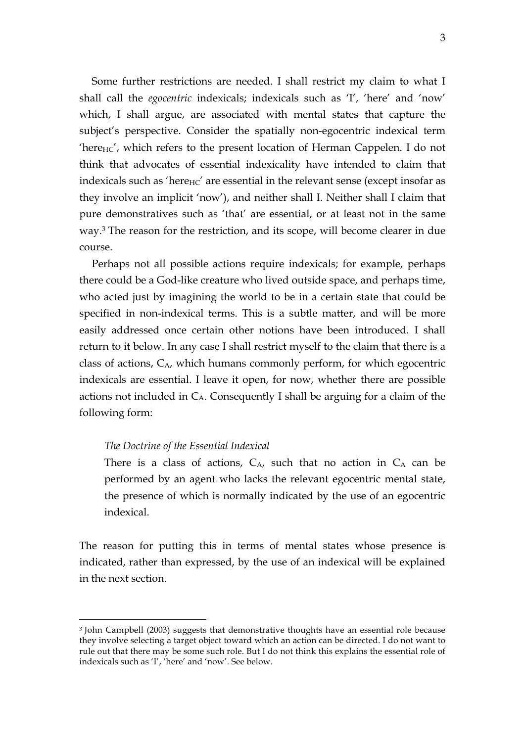Some further restrictions are needed. I shall restrict my claim to what I shall call the *egocentric* indexicals; indexicals such as 'I', 'here' and 'now' which, I shall argue, are associated with mental states that capture the subject's perspective. Consider the spatially non-egocentric indexical term 'here$_{HC}$', which refers to the present location of Herman Cappelen. I do not think that advocates of essential indexicality have intended to claim that indexicals such as 'here$_{HC}$' are essential in the relevant sense (except insofar as they involve an implicit 'now'), and neither shall I. Neither shall I claim that pure demonstratives such as 'that' are essential, or at least not in the same way.[3] The reason for the restriction, and its scope, will become clearer in due course.

Perhaps not all possible actions require indexicals; for example, perhaps there could be a God-like creature who lived outside space, and perhaps time, who acted just by imagining the world to be in a certain state that could be specified in non-indexical terms. This is a subtle matter, and will be more easily addressed once certain other notions have been introduced. I shall return to it below. In any case I shall restrict myself to the claim that there is a class of actions, $C_A$, which humans commonly perform, for which egocentric indexicals are essential. I leave it open, for now, whether there are possible actions not included in $C_A$. Consequently I shall be arguing for a claim of the following form:

> *The Doctrine of the Essential Indexical*
>
> There is a class of actions, $C_A$, such that no action in $C_A$ can be performed by an agent who lacks the relevant egocentric mental state, the presence of which is normally indicated by the use of an egocentric indexical.

The reason for putting this in terms of mental states whose presence is indicated, rather than expressed, by the use of an indexical will be explained in the next section.

---

[3] John Campbell (2003) suggests that demonstrative thoughts have an essential role because they involve selecting a target object toward which an action can be directed. I do not want to rule out that there may be some such role. But I do not think this explains the essential role of indexicals such as 'I', 'here' and 'now'. See below.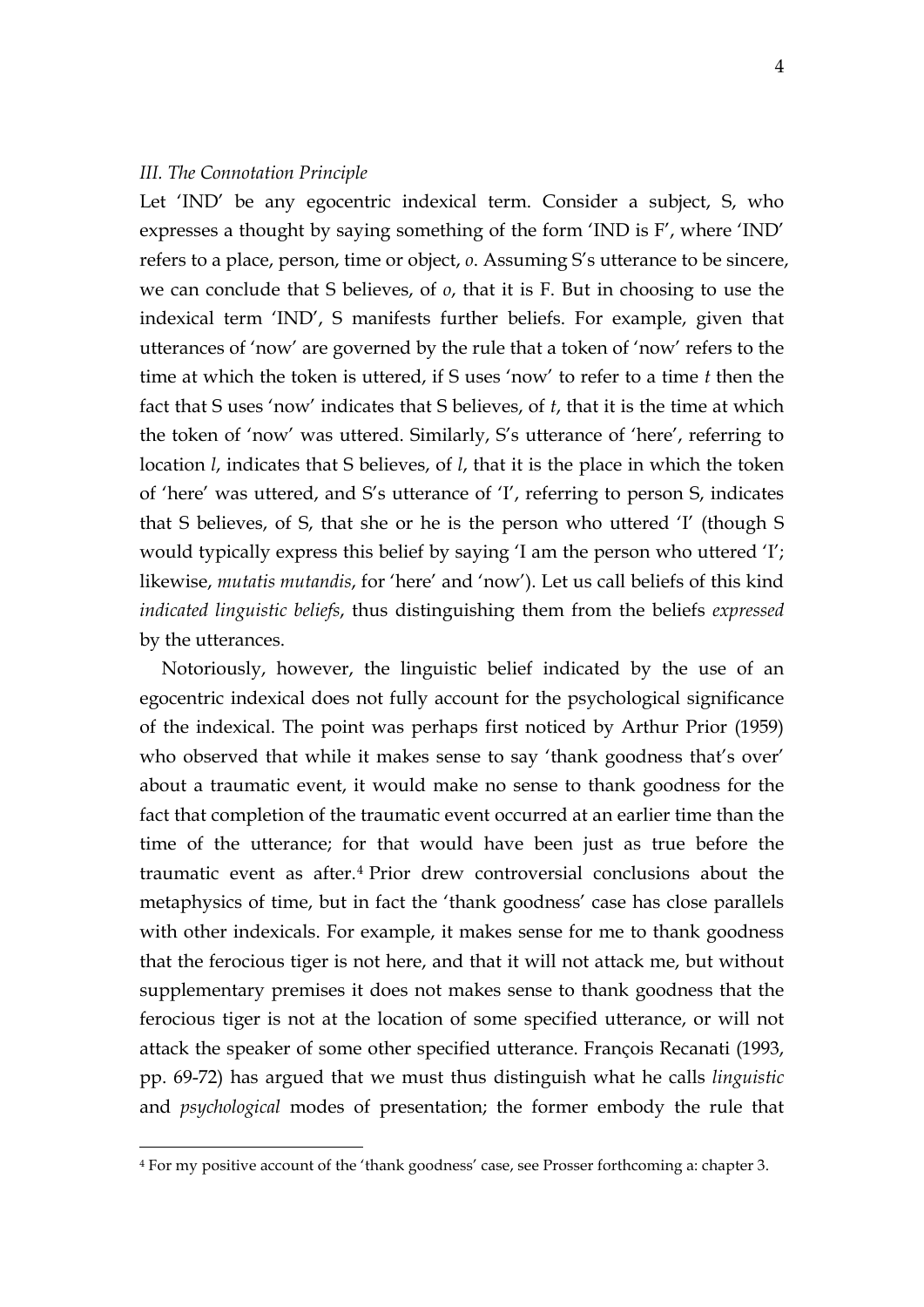### *III. The Connotation Principle*

Let 'IND' be any egocentric indexical term. Consider a subject, S, who expresses a thought by saying something of the form 'IND is F', where 'IND' refers to a place, person, time or object, *o*. Assuming S's utterance to be sincere, we can conclude that S believes, of *o*, that it is F. But in choosing to use the indexical term 'IND', S manifests further beliefs. For example, given that utterances of 'now' are governed by the rule that a token of 'now' refers to the time at which the token is uttered, if S uses 'now' to refer to a time *t* then the fact that S uses 'now' indicates that S believes, of *t*, that it is the time at which the token of 'now' was uttered. Similarly, S's utterance of 'here', referring to location *l*, indicates that S believes, of *l*, that it is the place in which the token of 'here' was uttered, and S's utterance of 'I', referring to person S, indicates that S believes, of S, that she or he is the person who uttered 'I' (though S would typically express this belief by saying 'I am the person who uttered 'I'; likewise, *mutatis mutandis*, for 'here' and 'now'). Let us call beliefs of this kind *indicated linguistic beliefs*, thus distinguishing them from the beliefs *expressed* by the utterances.

Notoriously, however, the linguistic belief indicated by the use of an egocentric indexical does not fully account for the psychological significance of the indexical. The point was perhaps first noticed by Arthur Prior (1959) who observed that while it makes sense to say 'thank goodness that's over' about a traumatic event, it would make no sense to thank goodness for the fact that completion of the traumatic event occurred at an earlier time than the time of the utterance; for that would have been just as true before the traumatic event as after.[4] Prior drew controversial conclusions about the metaphysics of time, but in fact the 'thank goodness' case has close parallels with other indexicals. For example, it makes sense for me to thank goodness that the ferocious tiger is not here, and that it will not attack me, but without supplementary premises it does not makes sense to thank goodness that the ferocious tiger is not at the location of some specified utterance, or will not attack the speaker of some other specified utterance. François Recanati (1993, pp. 69-72) has argued that we must thus distinguish what he calls *linguistic* and *psychological* modes of presentation; the former embody the rule that

---

[4] For my positive account of the 'thank goodness' case, see Prosser forthcoming a: chapter 3.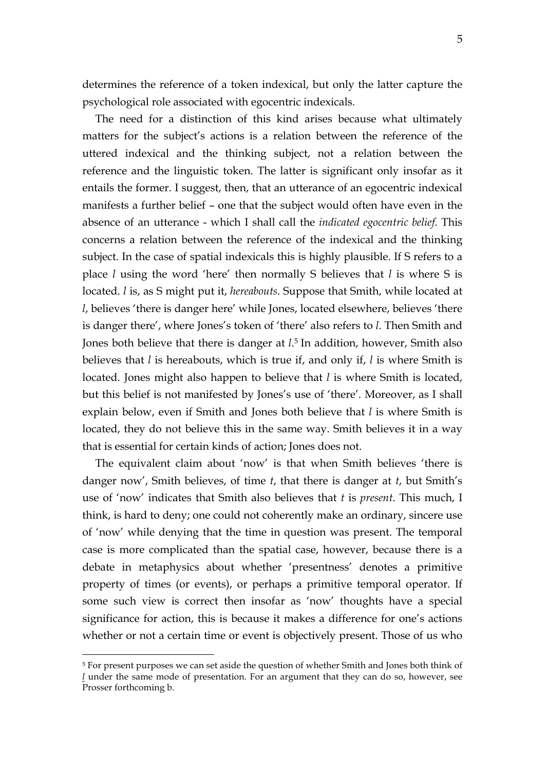determines the reference of a token indexical, but only the latter capture the psychological role associated with egocentric indexicals.

The need for a distinction of this kind arises because what ultimately matters for the subject's actions is a relation between the reference of the uttered indexical and the thinking subject, not a relation between the reference and the linguistic token. The latter is significant only insofar as it entails the former. I suggest, then, that an utterance of an egocentric indexical manifests a further belief – one that the subject would often have even in the absence of an utterance - which I shall call the *indicated egocentric belief*. This concerns a relation between the reference of the indexical and the thinking subject. In the case of spatial indexicals this is highly plausible. If S refers to a place *l* using the word 'here' then normally S believes that *l* is where S is located. *l* is, as S might put it, *hereabouts*. Suppose that Smith, while located at *l*, believes 'there is danger here' while Jones, located elsewhere, believes 'there is danger there', where Jones's token of 'there' also refers to *l*. Then Smith and Jones both believe that there is danger at *l*.[5] In addition, however, Smith also believes that *l* is hereabouts, which is true if, and only if, *l* is where Smith is located. Jones might also happen to believe that *l* is where Smith is located, but this belief is not manifested by Jones's use of 'there'. Moreover, as I shall explain below, even if Smith and Jones both believe that *l* is where Smith is located, they do not believe this in the same way. Smith believes it in a way that is essential for certain kinds of action; Jones does not.

The equivalent claim about 'now' is that when Smith believes 'there is danger now', Smith believes, of time *t*, that there is danger at *t*, but Smith's use of 'now' indicates that Smith also believes that *t* is *present*. This much, I think, is hard to deny; one could not coherently make an ordinary, sincere use of 'now' while denying that the time in question was present. The temporal case is more complicated than the spatial case, however, because there is a debate in metaphysics about whether 'presentness' denotes a primitive property of times (or events), or perhaps a primitive temporal operator. If some such view is correct then insofar as 'now' thoughts have a special significance for action, this is because it makes a difference for one's actions whether or not a certain time or event is objectively present. Those of us who

[5] For present purposes we can set aside the question of whether Smith and Jones both think of *l* under the same mode of presentation. For an argument that they can do so, however, see Prosser forthcoming b.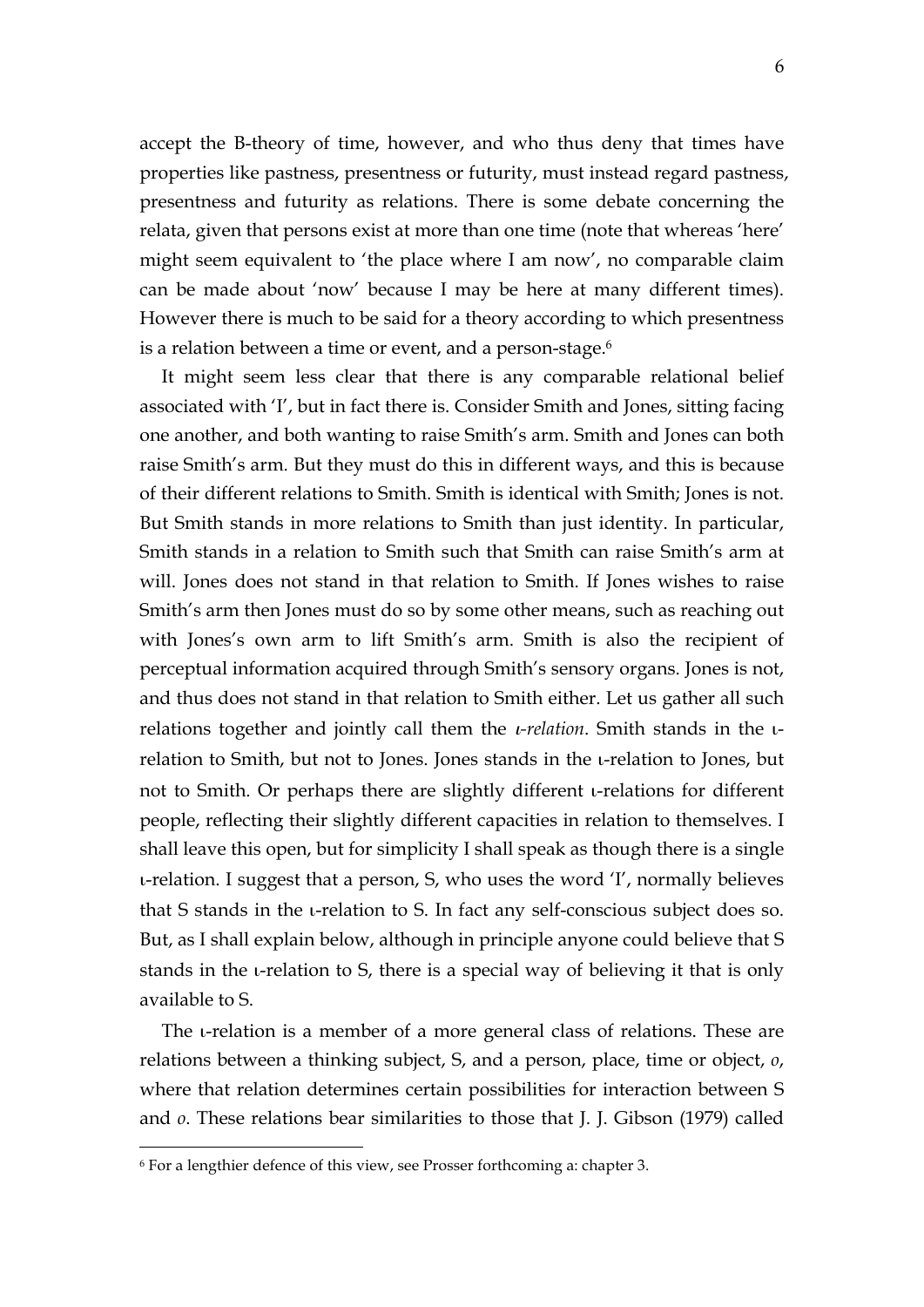accept the B-theory of time, however, and who thus deny that times have properties like pastness, presentness or futurity, must instead regard pastness, presentness and futurity as relations. There is some debate concerning the relata, given that persons exist at more than one time (note that whereas 'here' might seem equivalent to 'the place where I am now', no comparable claim can be made about 'now' because I may be here at many different times). However there is much to be said for a theory according to which presentness is a relation between a time or event, and a person-stage.[6]

It might seem less clear that there is any comparable relational belief associated with 'I', but in fact there is. Consider Smith and Jones, sitting facing one another, and both wanting to raise Smith's arm. Smith and Jones can both raise Smith's arm. But they must do this in different ways, and this is because of their different relations to Smith. Smith is identical with Smith; Jones is not. But Smith stands in more relations to Smith than just identity. In particular, Smith stands in a relation to Smith such that Smith can raise Smith's arm at will. Jones does not stand in that relation to Smith. If Jones wishes to raise Smith's arm then Jones must do so by some other means, such as reaching out with Jones's own arm to lift Smith's arm. Smith is also the recipient of perceptual information acquired through Smith's sensory organs. Jones is not, and thus does not stand in that relation to Smith either. Let us gather all such relations together and jointly call them the *ι-relation*. Smith stands in the ι-relation to Smith, but not to Jones. Jones stands in the ι-relation to Jones, but not to Smith. Or perhaps there are slightly different ι-relations for different people, reflecting their slightly different capacities in relation to themselves. I shall leave this open, but for simplicity I shall speak as though there is a single ι-relation. I suggest that a person, S, who uses the word 'I', normally believes that S stands in the ι-relation to S. In fact any self-conscious subject does so. But, as I shall explain below, although in principle anyone could believe that S stands in the ι-relation to S, there is a special way of believing it that is only available to S.

The ι-relation is a member of a more general class of relations. These are relations between a thinking subject, S, and a person, place, time or object, *o*, where that relation determines certain possibilities for interaction between S and *o*. These relations bear similarities to those that J. J. Gibson (1979) called

[6] For a lengthier defence of this view, see Prosser forthcoming a: chapter 3.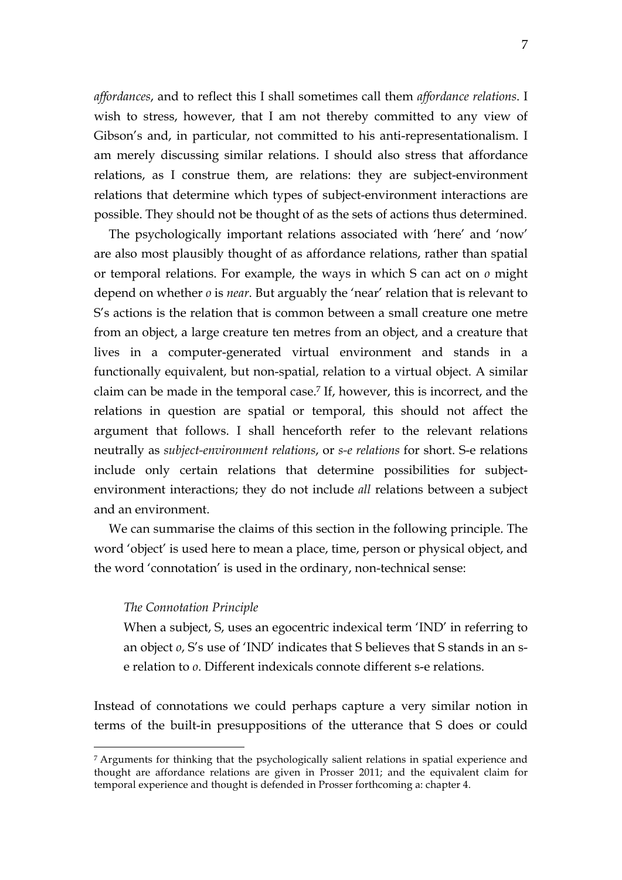*affordances*, and to reflect this I shall sometimes call them *affordance relations*. I wish to stress, however, that I am not thereby committed to any view of Gibson's and, in particular, not committed to his anti-representationalism. I am merely discussing similar relations. I should also stress that affordance relations, as I construe them, are relations: they are subject-environment relations that determine which types of subject-environment interactions are possible. They should not be thought of as the sets of actions thus determined.

The psychologically important relations associated with 'here' and 'now' are also most plausibly thought of as affordance relations, rather than spatial or temporal relations. For example, the ways in which S can act on *o* might depend on whether *o* is *near*. But arguably the 'near' relation that is relevant to S's actions is the relation that is common between a small creature one metre from an object, a large creature ten metres from an object, and a creature that lives in a computer-generated virtual environment and stands in a functionally equivalent, but non-spatial, relation to a virtual object. A similar claim can be made in the temporal case.[7] If, however, this is incorrect, and the relations in question are spatial or temporal, this should not affect the argument that follows. I shall henceforth refer to the relevant relations neutrally as *subject-environment relations*, or *s-e relations* for short. S-e relations include only certain relations that determine possibilities for subject-environment interactions; they do not include *all* relations between a subject and an environment.

We can summarise the claims of this section in the following principle. The word 'object' is used here to mean a place, time, person or physical object, and the word 'connotation' is used in the ordinary, non-technical sense:

> *The Connotation Principle*
>
> When a subject, S, uses an egocentric indexical term 'IND' in referring to an object *o*, S's use of 'IND' indicates that S believes that S stands in an s-e relation to *o*. Different indexicals connote different s-e relations.

Instead of connotations we could perhaps capture a very similar notion in terms of the built-in presuppositions of the utterance that S does or could

---

[7] Arguments for thinking that the psychologically salient relations in spatial experience and thought are affordance relations are given in Prosser 2011; and the equivalent claim for temporal experience and thought is defended in Prosser forthcoming a: chapter 4.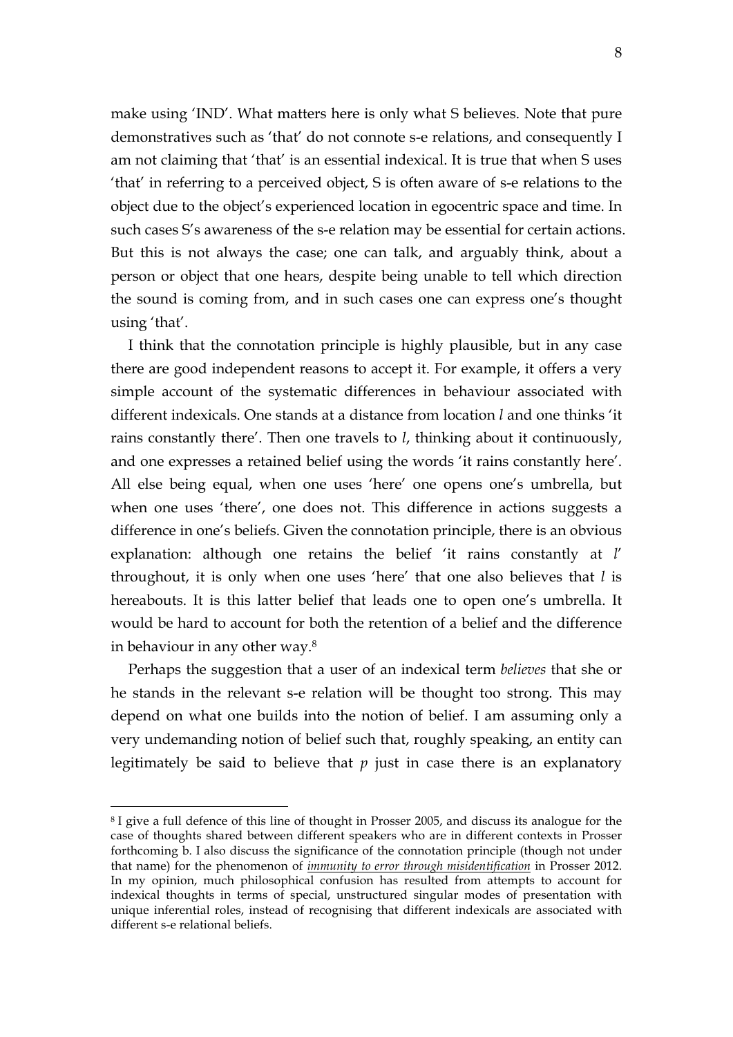make using 'IND'. What matters here is only what S believes. Note that pure demonstratives such as 'that' do not connote s-e relations, and consequently I am not claiming that 'that' is an essential indexical. It is true that when S uses 'that' in referring to a perceived object, S is often aware of s-e relations to the object due to the object's experienced location in egocentric space and time. In such cases S's awareness of the s-e relation may be essential for certain actions. But this is not always the case; one can talk, and arguably think, about a person or object that one hears, despite being unable to tell which direction the sound is coming from, and in such cases one can express one's thought using 'that'.

I think that the connotation principle is highly plausible, but in any case there are good independent reasons to accept it. For example, it offers a very simple account of the systematic differences in behaviour associated with different indexicals. One stands at a distance from location *l* and one thinks 'it rains constantly there'. Then one travels to *l*, thinking about it continuously, and one expresses a retained belief using the words 'it rains constantly here'. All else being equal, when one uses 'here' one opens one's umbrella, but when one uses 'there', one does not. This difference in actions suggests a difference in one's beliefs. Given the connotation principle, there is an obvious explanation: although one retains the belief 'it rains constantly at *l*' throughout, it is only when one uses 'here' that one also believes that *l* is hereabouts. It is this latter belief that leads one to open one's umbrella. It would be hard to account for both the retention of a belief and the difference in behaviour in any other way.[8]

Perhaps the suggestion that a user of an indexical term *believes* that she or he stands in the relevant s-e relation will be thought too strong. This may depend on what one builds into the notion of belief. I am assuming only a very undemanding notion of belief such that, roughly speaking, an entity can legitimately be said to believe that *p* just in case there is an explanatory

---

[8] I give a full defence of this line of thought in Prosser 2005, and discuss its analogue for the case of thoughts shared between different speakers who are in different contexts in Prosser forthcoming b. I also discuss the significance of the connotation principle (though not under that name) for the phenomenon of *immunity to error through misidentification* in Prosser 2012. In my opinion, much philosophical confusion has resulted from attempts to account for indexical thoughts in terms of special, unstructured singular modes of presentation with unique inferential roles, instead of recognising that different indexicals are associated with different s-e relational beliefs.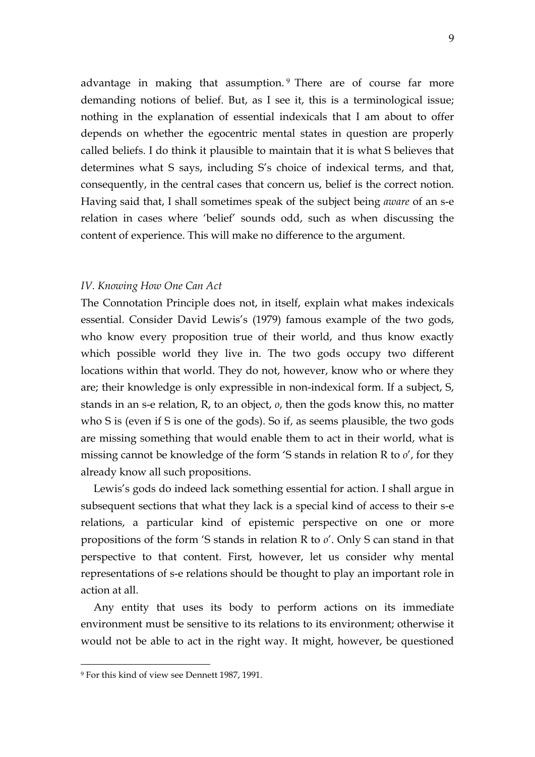advantage in making that assumption.[9] There are of course far more demanding notions of belief. But, as I see it, this is a terminological issue; nothing in the explanation of essential indexicals that I am about to offer depends on whether the egocentric mental states in question are properly called beliefs. I do think it plausible to maintain that it is what S believes that determines what S says, including S's choice of indexical terms, and that, consequently, in the central cases that concern us, belief is the correct notion. Having said that, I shall sometimes speak of the subject being *aware* of an s-e relation in cases where 'belief' sounds odd, such as when discussing the content of experience. This will make no difference to the argument.

### *IV. Knowing How One Can Act*

The Connotation Principle does not, in itself, explain what makes indexicals essential. Consider David Lewis's (1979) famous example of the two gods, who know every proposition true of their world, and thus know exactly which possible world they live in. The two gods occupy two different locations within that world. They do not, however, know who or where they are; their knowledge is only expressible in non-indexical form. If a subject, S, stands in an s-e relation, R, to an object, *o*, then the gods know this, no matter who S is (even if S is one of the gods). So if, as seems plausible, the two gods are missing something that would enable them to act in their world, what is missing cannot be knowledge of the form 'S stands in relation R to *o*', for they already know all such propositions.

Lewis's gods do indeed lack something essential for action. I shall argue in subsequent sections that what they lack is a special kind of access to their s-e relations, a particular kind of epistemic perspective on one or more propositions of the form 'S stands in relation R to *o*'. Only S can stand in that perspective to that content. First, however, let us consider why mental representations of s-e relations should be thought to play an important role in action at all.

Any entity that uses its body to perform actions on its immediate environment must be sensitive to its relations to its environment; otherwise it would not be able to act in the right way. It might, however, be questioned

[9] For this kind of view see Dennett 1987, 1991.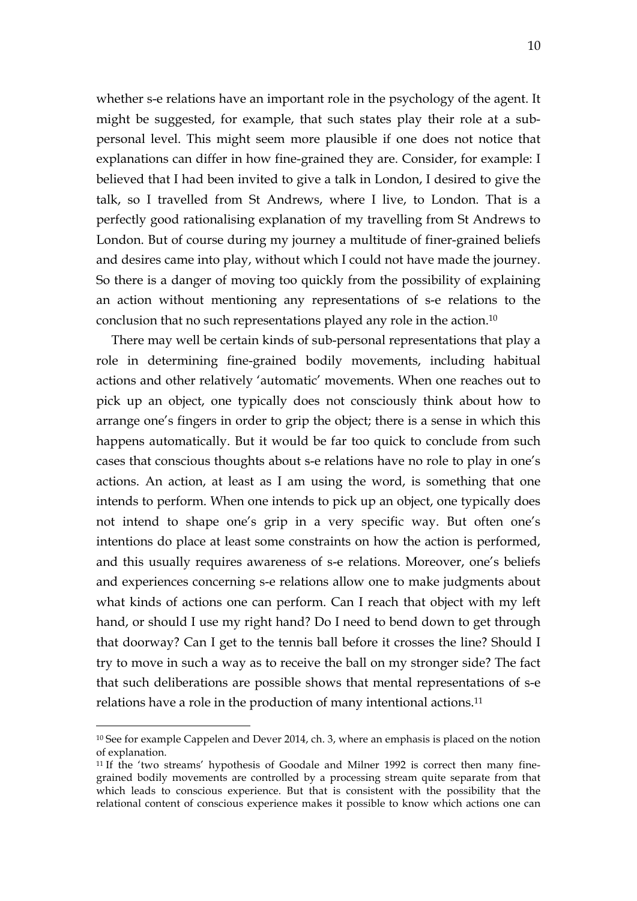whether s-e relations have an important role in the psychology of the agent. It might be suggested, for example, that such states play their role at a sub-personal level. This might seem more plausible if one does not notice that explanations can differ in how fine-grained they are. Consider, for example: I believed that I had been invited to give a talk in London, I desired to give the talk, so I travelled from St Andrews, where I live, to London. That is a perfectly good rationalising explanation of my travelling from St Andrews to London. But of course during my journey a multitude of finer-grained beliefs and desires came into play, without which I could not have made the journey. So there is a danger of moving too quickly from the possibility of explaining an action without mentioning any representations of s-e relations to the conclusion that no such representations played any role in the action.[10]

There may well be certain kinds of sub-personal representations that play a role in determining fine-grained bodily movements, including habitual actions and other relatively 'automatic' movements. When one reaches out to pick up an object, one typically does not consciously think about how to arrange one's fingers in order to grip the object; there is a sense in which this happens automatically. But it would be far too quick to conclude from such cases that conscious thoughts about s-e relations have no role to play in one's actions. An action, at least as I am using the word, is something that one intends to perform. When one intends to pick up an object, one typically does not intend to shape one's grip in a very specific way. But often one's intentions do place at least some constraints on how the action is performed, and this usually requires awareness of s-e relations. Moreover, one's beliefs and experiences concerning s-e relations allow one to make judgments about what kinds of actions one can perform. Can I reach that object with my left hand, or should I use my right hand? Do I need to bend down to get through that doorway? Can I get to the tennis ball before it crosses the line? Should I try to move in such a way as to receive the ball on my stronger side? The fact that such deliberations are possible shows that mental representations of s-e relations have a role in the production of many intentional actions.[11]

---

[10] See for example Cappelen and Dever 2014, ch. 3, where an emphasis is placed on the notion of explanation.

[11] If the 'two streams' hypothesis of Goodale and Milner 1992 is correct then many fine-grained bodily movements are controlled by a processing stream quite separate from that which leads to conscious experience. But that is consistent with the possibility that the relational content of conscious experience makes it possible to know which actions one can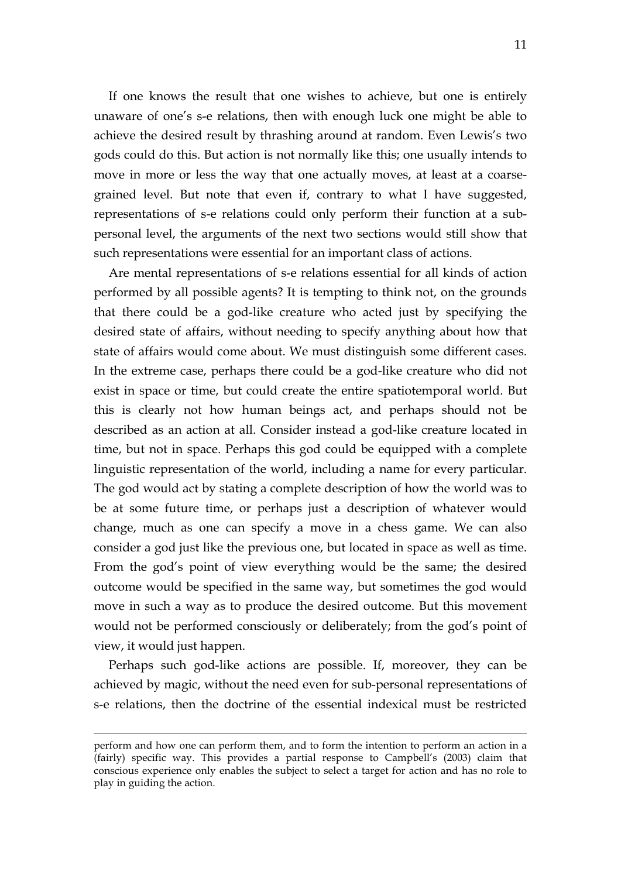If one knows the result that one wishes to achieve, but one is entirely unaware of one's s-e relations, then with enough luck one might be able to achieve the desired result by thrashing around at random. Even Lewis's two gods could do this. But action is not normally like this; one usually intends to move in more or less the way that one actually moves, at least at a coarse-grained level. But note that even if, contrary to what I have suggested, representations of s-e relations could only perform their function at a sub-personal level, the arguments of the next two sections would still show that such representations were essential for an important class of actions.

Are mental representations of s-e relations essential for all kinds of action performed by all possible agents? It is tempting to think not, on the grounds that there could be a god-like creature who acted just by specifying the desired state of affairs, without needing to specify anything about how that state of affairs would come about. We must distinguish some different cases. In the extreme case, perhaps there could be a god-like creature who did not exist in space or time, but could create the entire spatiotemporal world. But this is clearly not how human beings act, and perhaps should not be described as an action at all. Consider instead a god-like creature located in time, but not in space. Perhaps this god could be equipped with a complete linguistic representation of the world, including a name for every particular. The god would act by stating a complete description of how the world was to be at some future time, or perhaps just a description of whatever would change, much as one can specify a move in a chess game. We can also consider a god just like the previous one, but located in space as well as time. From the god's point of view everything would be the same; the desired outcome would be specified in the same way, but sometimes the god would move in such a way as to produce the desired outcome. But this movement would not be performed consciously or deliberately; from the god's point of view, it would just happen.

Perhaps such god-like actions are possible. If, moreover, they can be achieved by magic, without the need even for sub-personal representations of s-e relations, then the doctrine of the essential indexical must be restricted

---

perform and how one can perform them, and to form the intention to perform an action in a (fairly) specific way. This provides a partial response to Campbell's (2003) claim that conscious experience only enables the subject to select a target for action and has no role to play in guiding the action.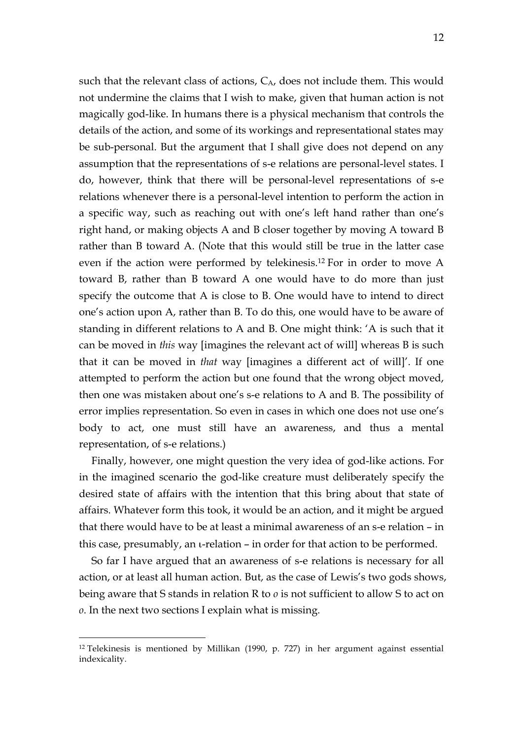such that the relevant class of actions, $C_A$, does not include them. This would not undermine the claims that I wish to make, given that human action is not magically god-like. In humans there is a physical mechanism that controls the details of the action, and some of its workings and representational states may be sub-personal. But the argument that I shall give does not depend on any assumption that the representations of s-e relations are personal-level states. I do, however, think that there will be personal-level representations of s-e relations whenever there is a personal-level intention to perform the action in a specific way, such as reaching out with one's left hand rather than one's right hand, or making objects A and B closer together by moving A toward B rather than B toward A. (Note that this would still be true in the latter case even if the action were performed by telekinesis.[12] For in order to move A toward B, rather than B toward A one would have to do more than just specify the outcome that A is close to B. One would have to intend to direct one's action upon A, rather than B. To do this, one would have to be aware of standing in different relations to A and B. One might think: 'A is such that it can be moved in *this* way [imagines the relevant act of will] whereas B is such that it can be moved in *that* way [imagines a different act of will]'. If one attempted to perform the action but one found that the wrong object moved, then one was mistaken about one's s-e relations to A and B. The possibility of error implies representation. So even in cases in which one does not use one's body to act, one must still have an awareness, and thus a mental representation, of s-e relations.)

Finally, however, one might question the very idea of god-like actions. For in the imagined scenario the god-like creature must deliberately specify the desired state of affairs with the intention that this bring about that state of affairs. Whatever form this took, it would be an action, and it might be argued that there would have to be at least a minimal awareness of an s-e relation – in this case, presumably, an ι-relation – in order for that action to be performed.

So far I have argued that an awareness of s-e relations is necessary for all action, or at least all human action. But, as the case of Lewis's two gods shows, being aware that S stands in relation R to *o* is not sufficient to allow S to act on *o*. In the next two sections I explain what is missing.

---

[12] Telekinesis is mentioned by Millikan (1990, p. 727) in her argument against essential indexicality.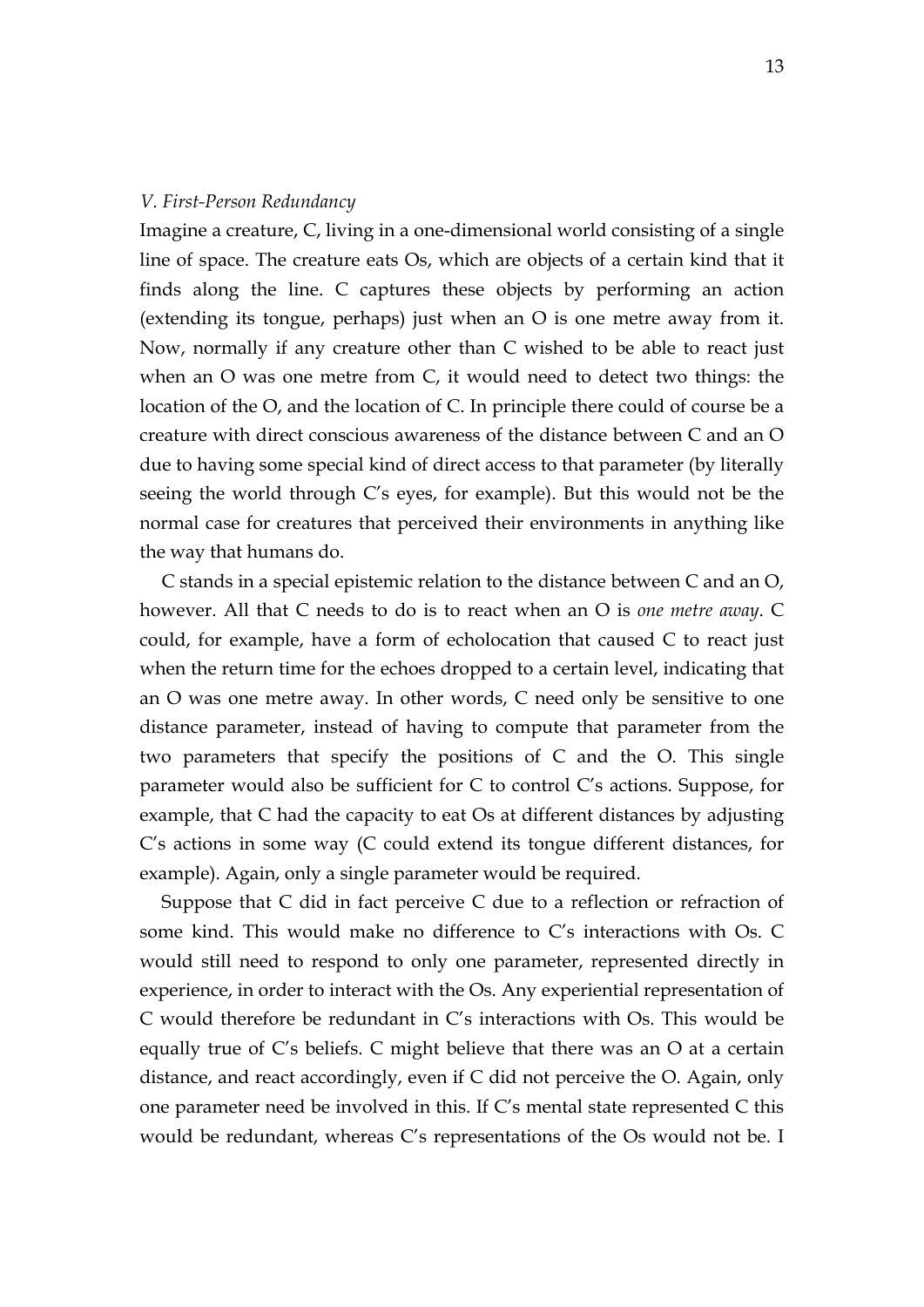*V. First-Person Redundancy*

Imagine a creature, C, living in a one-dimensional world consisting of a single line of space. The creature eats Os, which are objects of a certain kind that it finds along the line. C captures these objects by performing an action (extending its tongue, perhaps) just when an O is one metre away from it. Now, normally if any creature other than C wished to be able to react just when an O was one metre from C, it would need to detect two things: the location of the O, and the location of C. In principle there could of course be a creature with direct conscious awareness of the distance between C and an O due to having some special kind of direct access to that parameter (by literally seeing the world through C's eyes, for example). But this would not be the normal case for creatures that perceived their environments in anything like the way that humans do.

C stands in a special epistemic relation to the distance between C and an O, however. All that C needs to do is to react when an O is *one metre away*. C could, for example, have a form of echolocation that caused C to react just when the return time for the echoes dropped to a certain level, indicating that an O was one metre away. In other words, C need only be sensitive to one distance parameter, instead of having to compute that parameter from the two parameters that specify the positions of C and the O. This single parameter would also be sufficient for C to control C's actions. Suppose, for example, that C had the capacity to eat Os at different distances by adjusting C's actions in some way (C could extend its tongue different distances, for example). Again, only a single parameter would be required.

Suppose that C did in fact perceive C due to a reflection or refraction of some kind. This would make no difference to C's interactions with Os. C would still need to respond to only one parameter, represented directly in experience, in order to interact with the Os. Any experiential representation of C would therefore be redundant in C's interactions with Os. This would be equally true of C's beliefs. C might believe that there was an O at a certain distance, and react accordingly, even if C did not perceive the O. Again, only one parameter need be involved in this. If C's mental state represented C this would be redundant, whereas C's representations of the Os would not be. I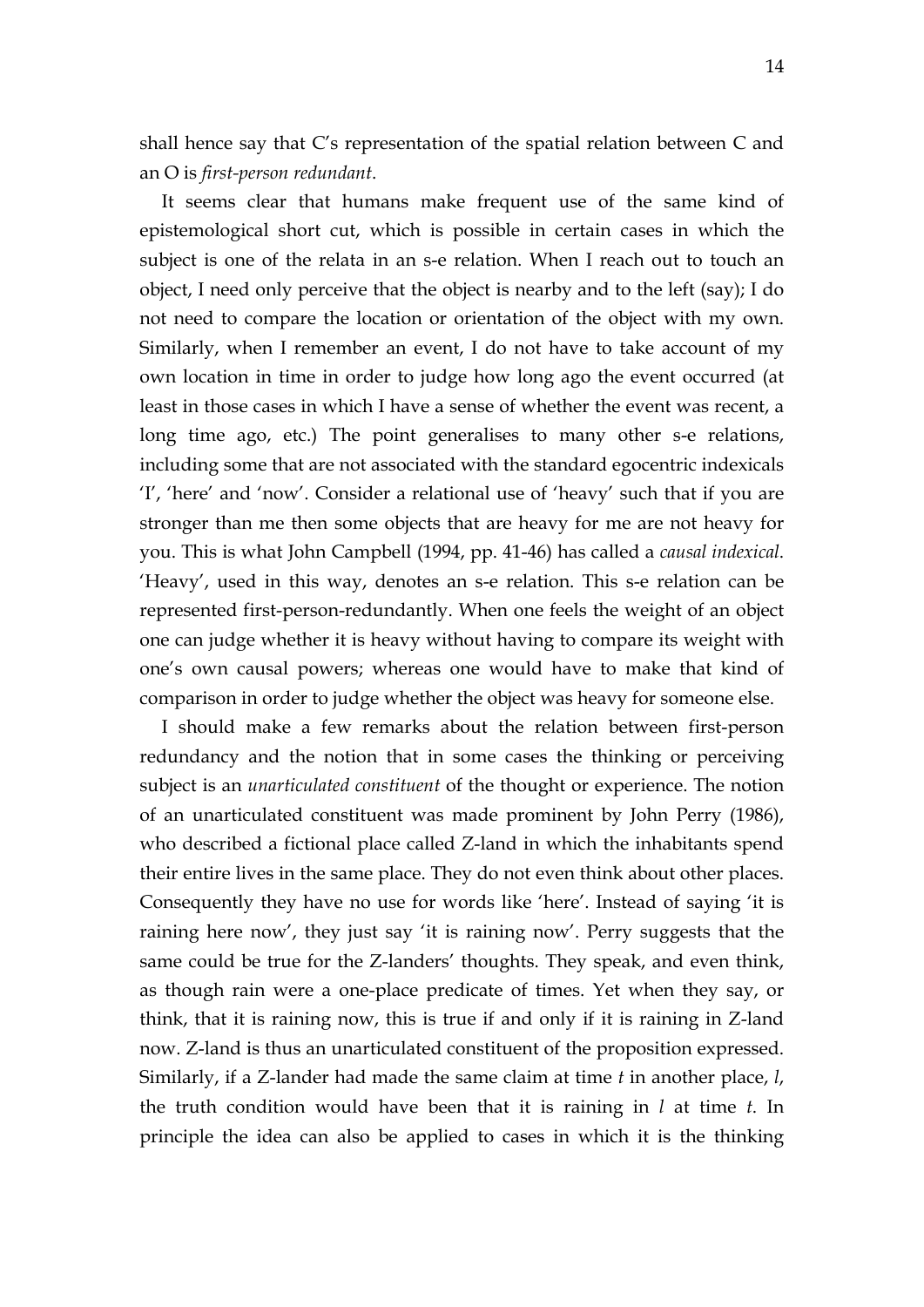shall hence say that C's representation of the spatial relation between C and an O is *first-person redundant*.

It seems clear that humans make frequent use of the same kind of epistemological short cut, which is possible in certain cases in which the subject is one of the relata in an s-e relation. When I reach out to touch an object, I need only perceive that the object is nearby and to the left (say); I do not need to compare the location or orientation of the object with my own. Similarly, when I remember an event, I do not have to take account of my own location in time in order to judge how long ago the event occurred (at least in those cases in which I have a sense of whether the event was recent, a long time ago, etc.) The point generalises to many other s-e relations, including some that are not associated with the standard egocentric indexicals 'I', 'here' and 'now'. Consider a relational use of 'heavy' such that if you are stronger than me then some objects that are heavy for me are not heavy for you. This is what John Campbell (1994, pp. 41-46) has called a *causal indexical*. 'Heavy', used in this way, denotes an s-e relation. This s-e relation can be represented first-person-redundantly. When one feels the weight of an object one can judge whether it is heavy without having to compare its weight with one's own causal powers; whereas one would have to make that kind of comparison in order to judge whether the object was heavy for someone else.

I should make a few remarks about the relation between first-person redundancy and the notion that in some cases the thinking or perceiving subject is an *unarticulated constituent* of the thought or experience. The notion of an unarticulated constituent was made prominent by John Perry (1986), who described a fictional place called Z-land in which the inhabitants spend their entire lives in the same place. They do not even think about other places. Consequently they have no use for words like 'here'. Instead of saying 'it is raining here now', they just say 'it is raining now'. Perry suggests that the same could be true for the Z-landers' thoughts. They speak, and even think, as though rain were a one-place predicate of times. Yet when they say, or think, that it is raining now, this is true if and only if it is raining in Z-land now. Z-land is thus an unarticulated constituent of the proposition expressed. Similarly, if a Z-lander had made the same claim at time *t* in another place, *l*, the truth condition would have been that it is raining in *l* at time *t*. In principle the idea can also be applied to cases in which it is the thinking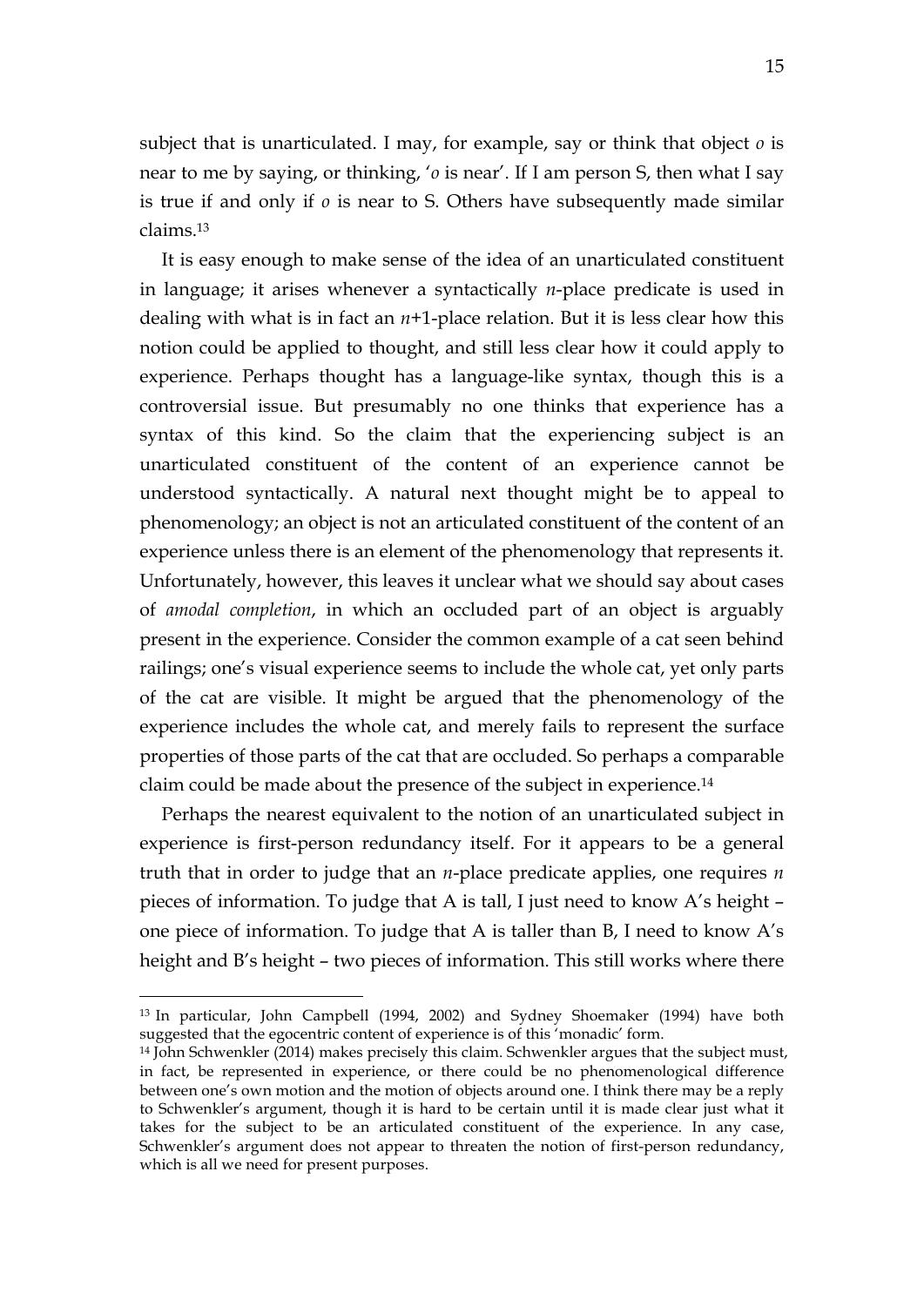subject that is unarticulated. I may, for example, say or think that object *o* is near to me by saying, or thinking, '*o* is near'. If I am person S, then what I say is true if and only if *o* is near to S. Others have subsequently made similar claims.[13]

It is easy enough to make sense of the idea of an unarticulated constituent in language; it arises whenever a syntactically *n*-place predicate is used in dealing with what is in fact an *n*+1-place relation. But it is less clear how this notion could be applied to thought, and still less clear how it could apply to experience. Perhaps thought has a language-like syntax, though this is a controversial issue. But presumably no one thinks that experience has a syntax of this kind. So the claim that the experiencing subject is an unarticulated constituent of the content of an experience cannot be understood syntactically. A natural next thought might be to appeal to phenomenology; an object is not an articulated constituent of the content of an experience unless there is an element of the phenomenology that represents it. Unfortunately, however, this leaves it unclear what we should say about cases of *amodal completion*, in which an occluded part of an object is arguably present in the experience. Consider the common example of a cat seen behind railings; one's visual experience seems to include the whole cat, yet only parts of the cat are visible. It might be argued that the phenomenology of the experience includes the whole cat, and merely fails to represent the surface properties of those parts of the cat that are occluded. So perhaps a comparable claim could be made about the presence of the subject in experience.[14]

Perhaps the nearest equivalent to the notion of an unarticulated subject in experience is first-person redundancy itself. For it appears to be a general truth that in order to judge that an *n*-place predicate applies, one requires *n* pieces of information. To judge that A is tall, I just need to know A's height – one piece of information. To judge that A is taller than B, I need to know A's height and B's height – two pieces of information. This still works where there

---

[13] In particular, John Campbell (1994, 2002) and Sydney Shoemaker (1994) have both suggested that the egocentric content of experience is of this 'monadic' form.

[14] John Schwenkler (2014) makes precisely this claim. Schwenkler argues that the subject must, in fact, be represented in experience, or there could be no phenomenological difference between one's own motion and the motion of objects around one. I think there may be a reply to Schwenkler's argument, though it is hard to be certain until it is made clear just what it takes for the subject to be an articulated constituent of the experience. In any case, Schwenkler's argument does not appear to threaten the notion of first-person redundancy, which is all we need for present purposes.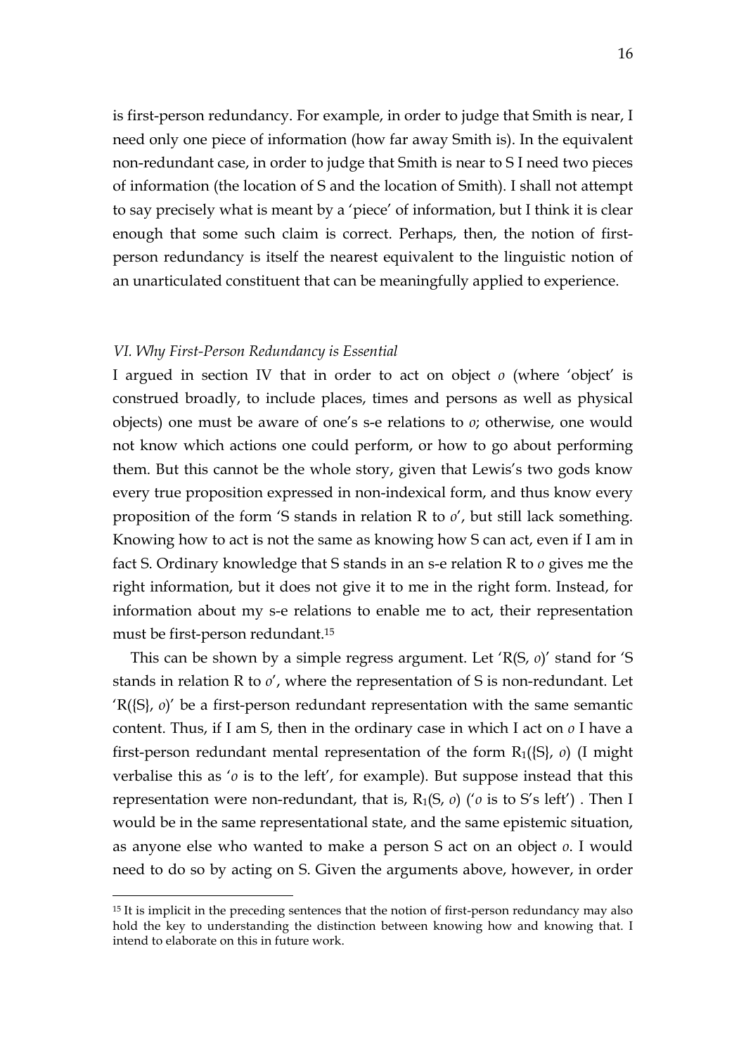is first-person redundancy. For example, in order to judge that Smith is near, I need only one piece of information (how far away Smith is). In the equivalent non-redundant case, in order to judge that Smith is near to S I need two pieces of information (the location of S and the location of Smith). I shall not attempt to say precisely what is meant by a 'piece' of information, but I think it is clear enough that some such claim is correct. Perhaps, then, the notion of first-person redundancy is itself the nearest equivalent to the linguistic notion of an unarticulated constituent that can be meaningfully applied to experience.

### *VI. Why First-Person Redundancy is Essential*

I argued in section IV that in order to act on object *o* (where 'object' is construed broadly, to include places, times and persons as well as physical objects) one must be aware of one's s-e relations to *o*; otherwise, one would not know which actions one could perform, or how to go about performing them. But this cannot be the whole story, given that Lewis's two gods know every true proposition expressed in non-indexical form, and thus know every proposition of the form 'S stands in relation R to *o*', but still lack something. Knowing how to act is not the same as knowing how S can act, even if I am in fact S. Ordinary knowledge that S stands in an s-e relation R to *o* gives me the right information, but it does not give it to me in the right form. Instead, for information about my s-e relations to enable me to act, their representation must be first-person redundant.[15]

This can be shown by a simple regress argument. Let 'R(S, *o*)' stand for 'S stands in relation R to *o*', where the representation of S is non-redundant. Let 'R({S}, *o*)' be a first-person redundant representation with the same semantic content. Thus, if I am S, then in the ordinary case in which I act on *o* I have a first-person redundant mental representation of the form $R_1$({S}, *o*) (I might verbalise this as '*o* is to the left', for example). But suppose instead that this representation were non-redundant, that is, $R_1$(S, *o*) ('*o* is to S's left') . Then I would be in the same representational state, and the same epistemic situation, as anyone else who wanted to make a person S act on an object *o*. I would need to do so by acting on S. Given the arguments above, however, in order

[15] It is implicit in the preceding sentences that the notion of first-person redundancy may also hold the key to understanding the distinction between knowing how and knowing that. I intend to elaborate on this in future work.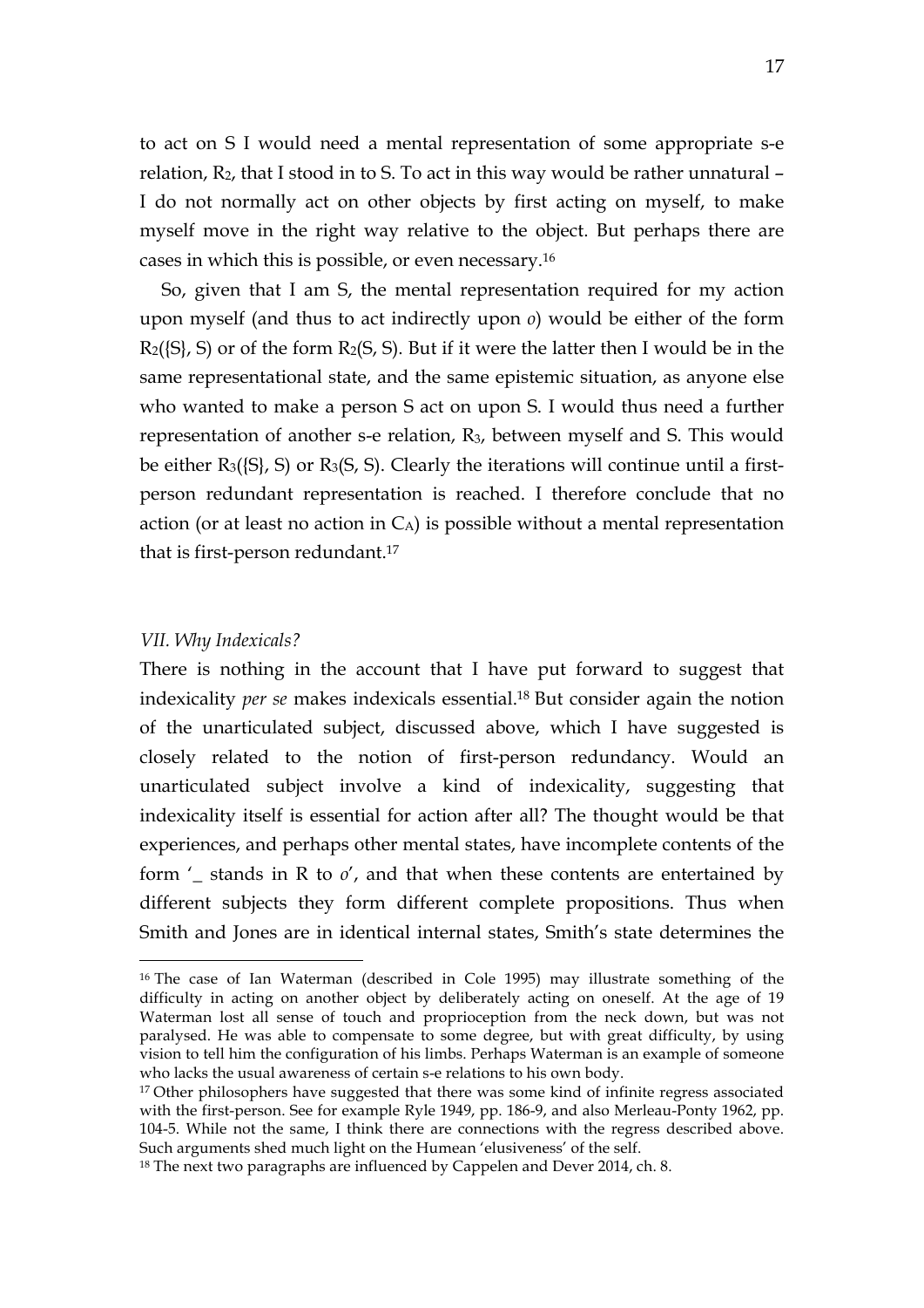to act on S I would need a mental representation of some appropriate s-e relation, $R_2$, that I stood in to S. To act in this way would be rather unnatural – I do not normally act on other objects by first acting on myself, to make myself move in the right way relative to the object. But perhaps there are cases in which this is possible, or even necessary.[16]

So, given that I am S, the mental representation required for my action upon myself (and thus to act indirectly upon *o*) would be either of the form $R_2(\{S\}, S)$ or of the form $R_2(S, S)$. But if it were the latter then I would be in the same representational state, and the same epistemic situation, as anyone else who wanted to make a person S act on upon S. I would thus need a further representation of another s-e relation, $R_3$, between myself and S. This would be either $R_3(\{S\}, S)$ or $R_3(S, S)$. Clearly the iterations will continue until a first-person redundant representation is reached. I therefore conclude that no action (or at least no action in $C_A$) is possible without a mental representation that is first-person redundant.[17]

## *VII. Why Indexicals?*

There is nothing in the account that I have put forward to suggest that indexicality *per se* makes indexicals essential.[18] But consider again the notion of the unarticulated subject, discussed above, which I have suggested is closely related to the notion of first-person redundancy. Would an unarticulated subject involve a kind of indexicality, suggesting that indexicality itself is essential for action after all? The thought would be that experiences, and perhaps other mental states, have incomplete contents of the form '_ stands in R to *o*', and that when these contents are entertained by different subjects they form different complete propositions. Thus when Smith and Jones are in identical internal states, Smith's state determines the

---

[16] The case of Ian Waterman (described in Cole 1995) may illustrate something of the difficulty in acting on another object by deliberately acting on oneself. At the age of 19 Waterman lost all sense of touch and proprioception from the neck down, but was not paralysed. He was able to compensate to some degree, but with great difficulty, by using vision to tell him the configuration of his limbs. Perhaps Waterman is an example of someone who lacks the usual awareness of certain s-e relations to his own body.

[17] Other philosophers have suggested that there was some kind of infinite regress associated with the first-person. See for example Ryle 1949, pp. 186-9, and also Merleau-Ponty 1962, pp. 104-5. While not the same, I think there are connections with the regress described above. Such arguments shed much light on the Humean 'elusiveness' of the self.

[18] The next two paragraphs are influenced by Cappelen and Dever 2014, ch. 8.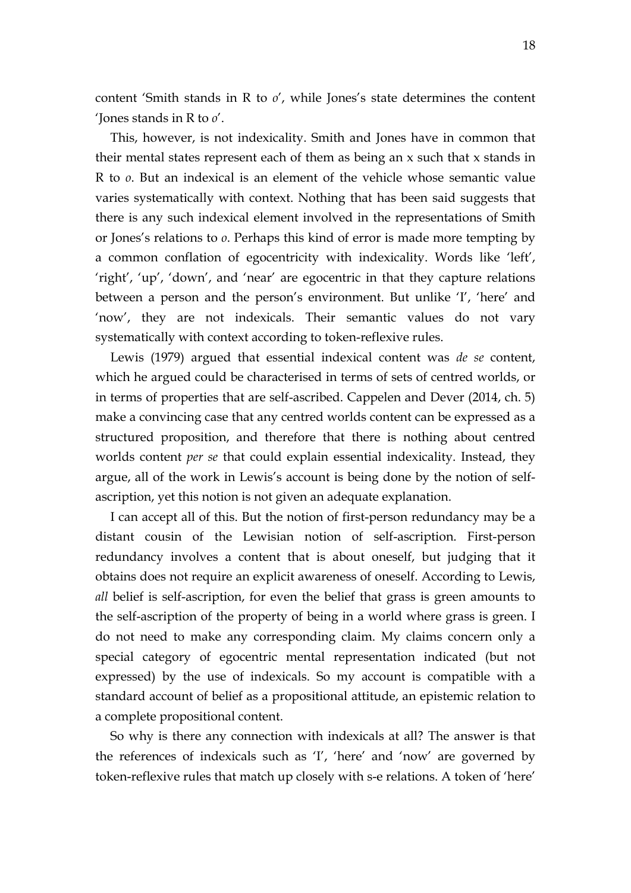content 'Smith stands in R to *o*', while Jones's state determines the content 'Jones stands in R to *o*'.

This, however, is not indexicality. Smith and Jones have in common that their mental states represent each of them as being an x such that x stands in R to *o*. But an indexical is an element of the vehicle whose semantic value varies systematically with context. Nothing that has been said suggests that there is any such indexical element involved in the representations of Smith or Jones's relations to *o*. Perhaps this kind of error is made more tempting by a common conflation of egocentricity with indexicality. Words like 'left', 'right', 'up', 'down', and 'near' are egocentric in that they capture relations between a person and the person's environment. But unlike 'I', 'here' and 'now', they are not indexicals. Their semantic values do not vary systematically with context according to token-reflexive rules.

Lewis (1979) argued that essential indexical content was *de se* content, which he argued could be characterised in terms of sets of centred worlds, or in terms of properties that are self-ascribed. Cappelen and Dever (2014, ch. 5) make a convincing case that any centred worlds content can be expressed as a structured proposition, and therefore that there is nothing about centred worlds content *per se* that could explain essential indexicality. Instead, they argue, all of the work in Lewis's account is being done by the notion of self-ascription, yet this notion is not given an adequate explanation.

I can accept all of this. But the notion of first-person redundancy may be a distant cousin of the Lewisian notion of self-ascription. First-person redundancy involves a content that is about oneself, but judging that it obtains does not require an explicit awareness of oneself. According to Lewis, *all* belief is self-ascription, for even the belief that grass is green amounts to the self-ascription of the property of being in a world where grass is green. I do not need to make any corresponding claim. My claims concern only a special category of egocentric mental representation indicated (but not expressed) by the use of indexicals. So my account is compatible with a standard account of belief as a propositional attitude, an epistemic relation to a complete propositional content.

So why is there any connection with indexicals at all? The answer is that the references of indexicals such as 'I', 'here' and 'now' are governed by token-reflexive rules that match up closely with s-e relations. A token of 'here'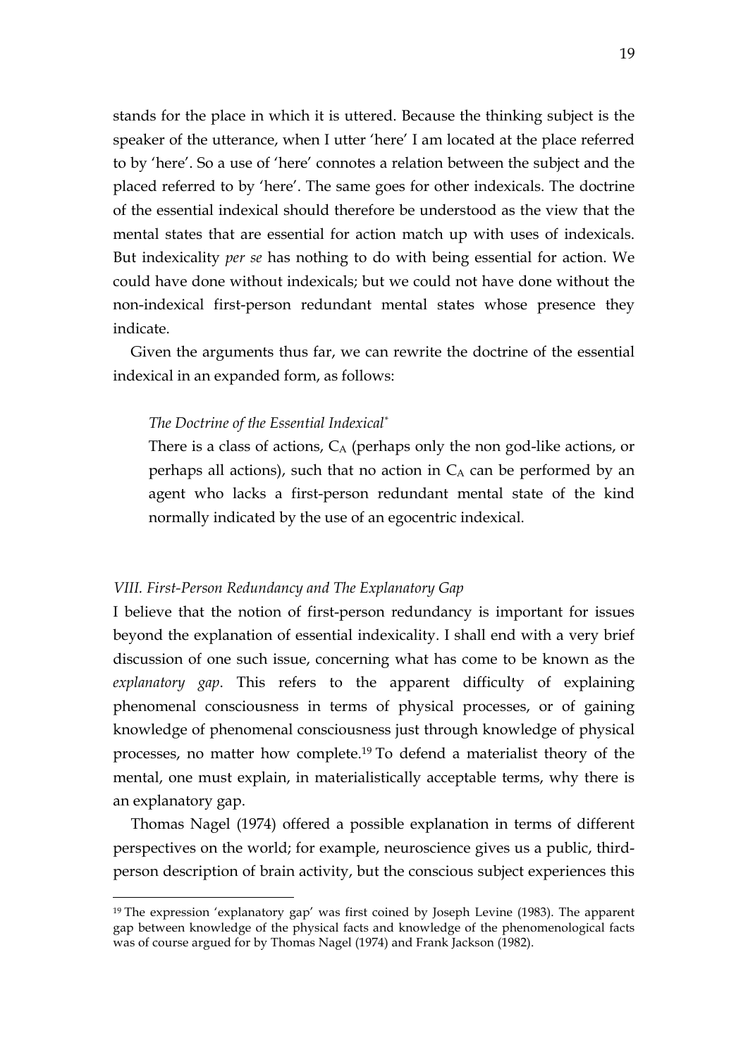stands for the place in which it is uttered. Because the thinking subject is the speaker of the utterance, when I utter 'here' I am located at the place referred to by 'here'. So a use of 'here' connotes a relation between the subject and the placed referred to by 'here'. The same goes for other indexicals. The doctrine of the essential indexical should therefore be understood as the view that the mental states that are essential for action match up with uses of indexicals. But indexicality *per se* has nothing to do with being essential for action. We could have done without indexicals; but we could not have done without the non-indexical first-person redundant mental states whose presence they indicate.

Given the arguments thus far, we can rewrite the doctrine of the essential indexical in an expanded form, as follows:

> *The Doctrine of the Essential Indexical\**
>
> There is a class of actions, $C_A$ (perhaps only the non god-like actions, or perhaps all actions), such that no action in $C_A$ can be performed by an agent who lacks a first-person redundant mental state of the kind normally indicated by the use of an egocentric indexical.

### *VIII. First-Person Redundancy and The Explanatory Gap*

I believe that the notion of first-person redundancy is important for issues beyond the explanation of essential indexicality. I shall end with a very brief discussion of one such issue, concerning what has come to be known as the *explanatory gap*. This refers to the apparent difficulty of explaining phenomenal consciousness in terms of physical processes, or of gaining knowledge of phenomenal consciousness just through knowledge of physical processes, no matter how complete.[19] To defend a materialist theory of the mental, one must explain, in materialistically acceptable terms, why there is an explanatory gap.

Thomas Nagel (1974) offered a possible explanation in terms of different perspectives on the world; for example, neuroscience gives us a public, third-person description of brain activity, but the conscious subject experiences this

[19] The expression 'explanatory gap' was first coined by Joseph Levine (1983). The apparent gap between knowledge of the physical facts and knowledge of the phenomenological facts was of course argued for by Thomas Nagel (1974) and Frank Jackson (1982).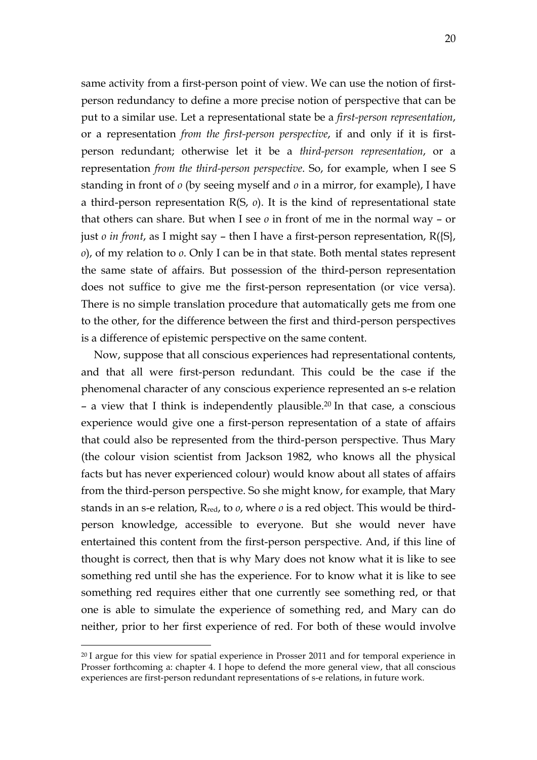same activity from a first-person point of view. We can use the notion of first-person redundancy to define a more precise notion of perspective that can be put to a similar use. Let a representational state be a *first-person representation*, or a representation *from the first-person perspective*, if and only if it is first-person redundant; otherwise let it be a *third-person representation*, or a representation *from the third-person perspective*. So, for example, when I see S standing in front of *o* (by seeing myself and *o* in a mirror, for example), I have a third-person representation R(S, *o*). It is the kind of representational state that others can share. But when I see *o* in front of me in the normal way – or just *o in front*, as I might say – then I have a first-person representation, R({S}, *o*), of my relation to *o*. Only I can be in that state. Both mental states represent the same state of affairs. But possession of the third-person representation does not suffice to give me the first-person representation (or vice versa). There is no simple translation procedure that automatically gets me from one to the other, for the difference between the first and third-person perspectives is a difference of epistemic perspective on the same content.

Now, suppose that all conscious experiences had representational contents, and that all were first-person redundant. This could be the case if the phenomenal character of any conscious experience represented an s-e relation – a view that I think is independently plausible.[20] In that case, a conscious experience would give one a first-person representation of a state of affairs that could also be represented from the third-person perspective. Thus Mary (the colour vision scientist from Jackson 1982, who knows all the physical facts but has never experienced colour) would know about all states of affairs from the third-person perspective. So she might know, for example, that Mary stands in an s-e relation, $R_{red}$, to *o*, where *o* is a red object. This would be third-person knowledge, accessible to everyone. But she would never have entertained this content from the first-person perspective. And, if this line of thought is correct, then that is why Mary does not know what it is like to see something red until she has the experience. For to know what it is like to see something red requires either that one currently see something red, or that one is able to simulate the experience of something red, and Mary can do neither, prior to her first experience of red. For both of these would involve

[20] I argue for this view for spatial experience in Prosser 2011 and for temporal experience in Prosser forthcoming a: chapter 4. I hope to defend the more general view, that all conscious experiences are first-person redundant representations of s-e relations, in future work.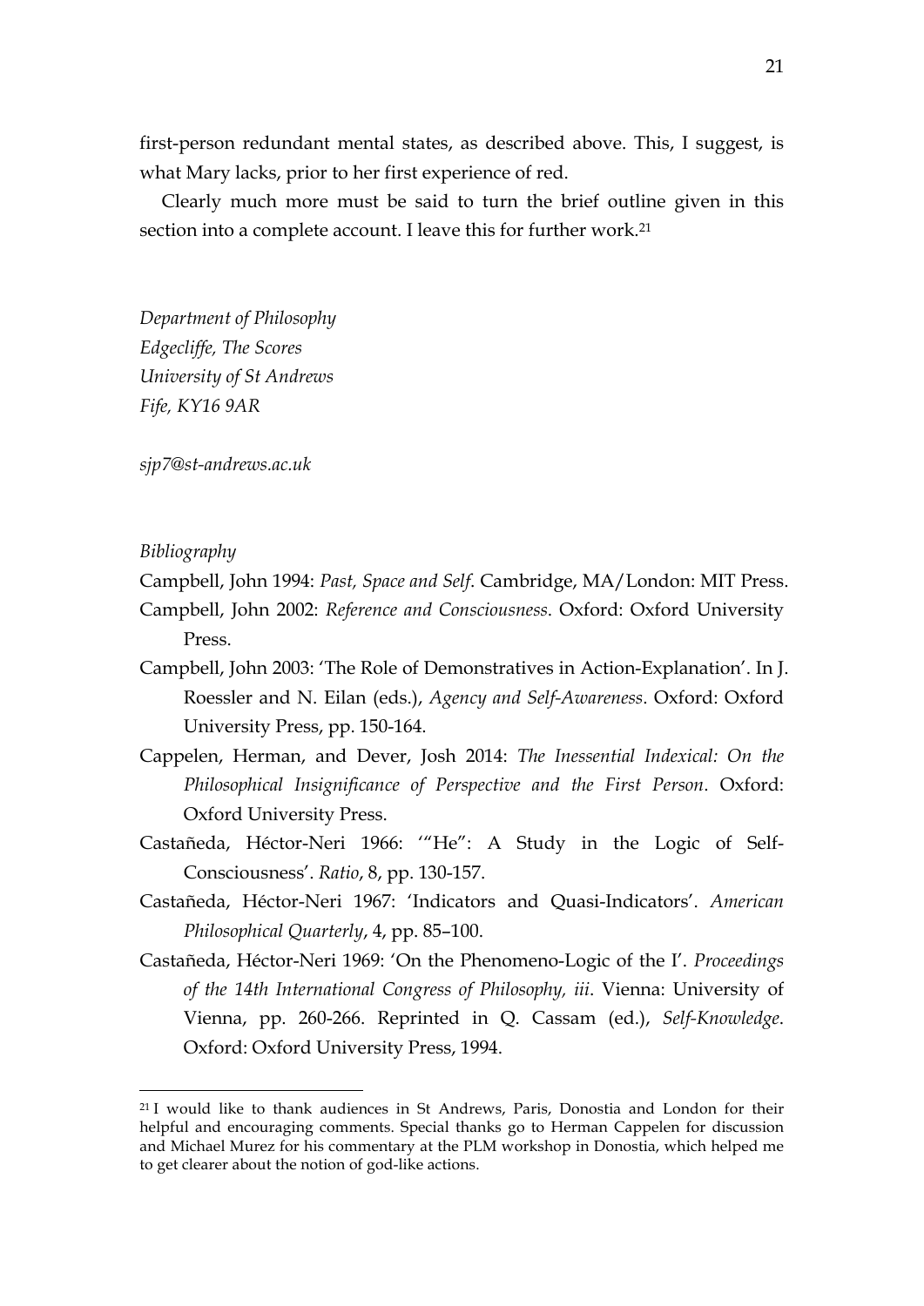first-person redundant mental states, as described above. This, I suggest, is what Mary lacks, prior to her first experience of red.

Clearly much more must be said to turn the brief outline given in this section into a complete account. I leave this for further work.[21]

*Department of Philosophy*
*Edgecliffe, The Scores*
*University of St Andrews*
*Fife, KY16 9AR*

*sjp7@st-andrews.ac.uk*

*Bibliography*

Campbell, John 1994: *Past, Space and Self*. Cambridge, MA/London: MIT Press.

Campbell, John 2002: *Reference and Consciousness*. Oxford: Oxford University Press.

Campbell, John 2003: 'The Role of Demonstratives in Action-Explanation'. In J. Roessler and N. Eilan (eds.), *Agency and Self-Awareness*. Oxford: Oxford University Press, pp. 150-164.

Cappelen, Herman, and Dever, Josh 2014: *The Inessential Indexical: On the Philosophical Insignificance of Perspective and the First Person*. Oxford: Oxford University Press.

Castañeda, Héctor-Neri 1966: '"He": A Study in the Logic of Self-Consciousness'. *Ratio*, 8, pp. 130-157.

Castañeda, Héctor-Neri 1967: 'Indicators and Quasi-Indicators'. *American Philosophical Quarterly*, 4, pp. 85–100.

Castañeda, Héctor-Neri 1969: 'On the Phenomeno-Logic of the I'. *Proceedings of the 14th International Congress of Philosophy, iii*. Vienna: University of Vienna, pp. 260-266. Reprinted in Q. Cassam (ed.), *Self-Knowledge*. Oxford: Oxford University Press, 1994.

---

[21] I would like to thank audiences in St Andrews, Paris, Donostia and London for their helpful and encouraging comments. Special thanks go to Herman Cappelen for discussion and Michael Murez for his commentary at the PLM workshop in Donostia, which helped me to get clearer about the notion of god-like actions.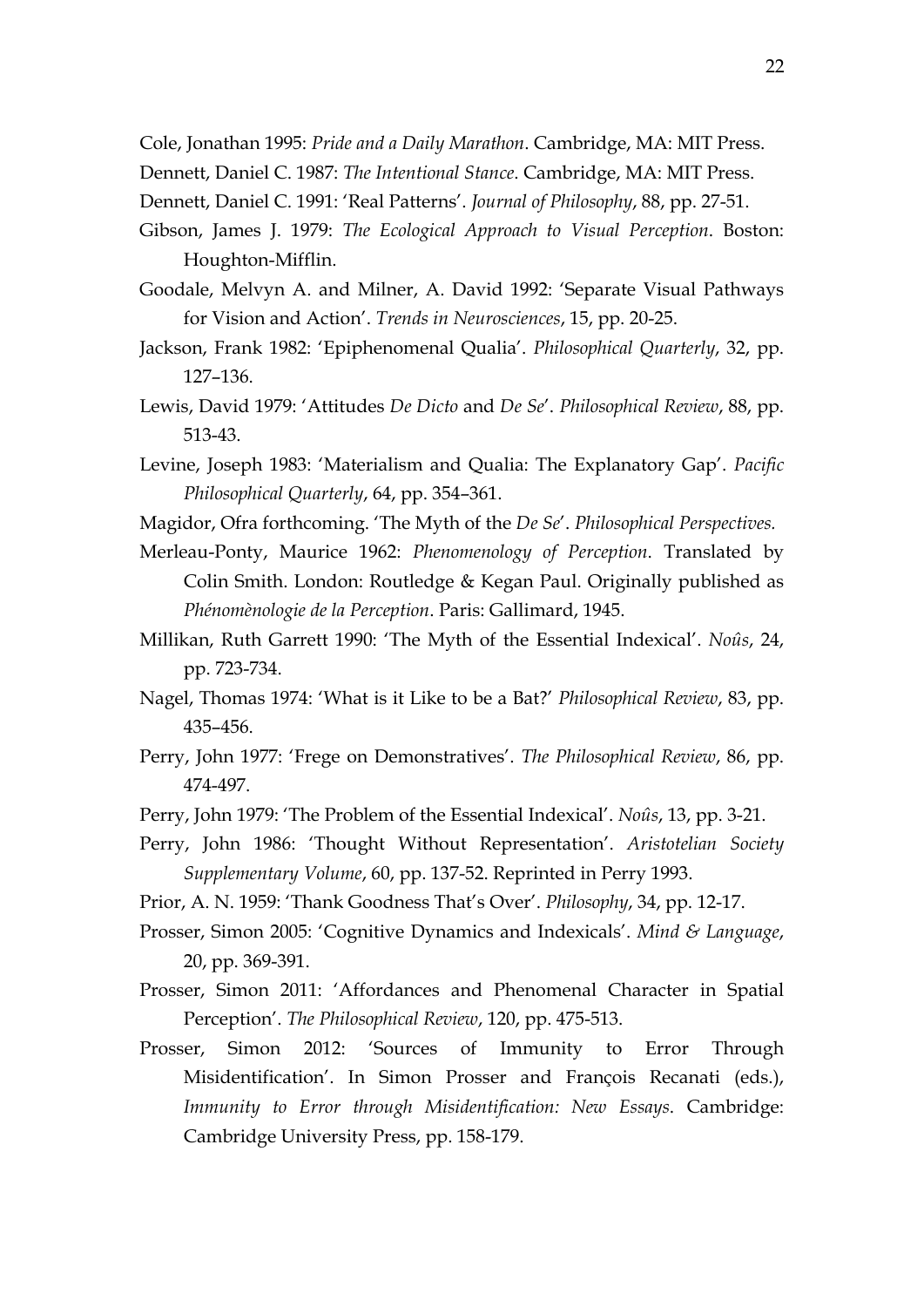Cole, Jonathan 1995: *Pride and a Daily Marathon*. Cambridge, MA: MIT Press.

Dennett, Daniel C. 1987: *The Intentional Stance*. Cambridge, MA: MIT Press.

Dennett, Daniel C. 1991: 'Real Patterns'. *Journal of Philosophy*, 88, pp. 27-51.

Gibson, James J. 1979: *The Ecological Approach to Visual Perception*. Boston: Houghton-Mifflin.

Goodale, Melvyn A. and Milner, A. David 1992: 'Separate Visual Pathways for Vision and Action'. *Trends in Neurosciences*, 15, pp. 20-25.

Jackson, Frank 1982: 'Epiphenomenal Qualia'. *Philosophical Quarterly*, 32, pp. 127–136.

Lewis, David 1979: 'Attitudes *De Dicto* and *De Se*'. *Philosophical Review*, 88, pp. 513-43.

Levine, Joseph 1983: 'Materialism and Qualia: The Explanatory Gap'. *Pacific Philosophical Quarterly*, 64, pp. 354–361.

Magidor, Ofra forthcoming. 'The Myth of the *De Se*'. *Philosophical Perspectives.*

Merleau-Ponty, Maurice 1962: *Phenomenology of Perception*. Translated by Colin Smith. London: Routledge & Kegan Paul. Originally published as *Phénomènologie de la Perception*. Paris: Gallimard, 1945.

Millikan, Ruth Garrett 1990: 'The Myth of the Essential Indexical'. *Noûs*, 24, pp. 723-734.

Nagel, Thomas 1974: 'What is it Like to be a Bat?' *Philosophical Review*, 83, pp. 435–456.

Perry, John 1977: 'Frege on Demonstratives'. *The Philosophical Review*, 86, pp. 474-497.

Perry, John 1979: 'The Problem of the Essential Indexical'. *Noûs*, 13, pp. 3-21.

Perry, John 1986: 'Thought Without Representation'. *Aristotelian Society Supplementary Volume*, 60, pp. 137-52. Reprinted in Perry 1993.

Prior, A. N. 1959: 'Thank Goodness That's Over'. *Philosophy*, 34, pp. 12-17.

Prosser, Simon 2005: 'Cognitive Dynamics and Indexicals'. *Mind & Language*, 20, pp. 369-391.

Prosser, Simon 2011: 'Affordances and Phenomenal Character in Spatial Perception'. *The Philosophical Review*, 120, pp. 475-513.

Prosser, Simon 2012: 'Sources of Immunity to Error Through Misidentification'. In Simon Prosser and François Recanati (eds.), *Immunity to Error through Misidentification: New Essays*. Cambridge: Cambridge University Press, pp. 158-179.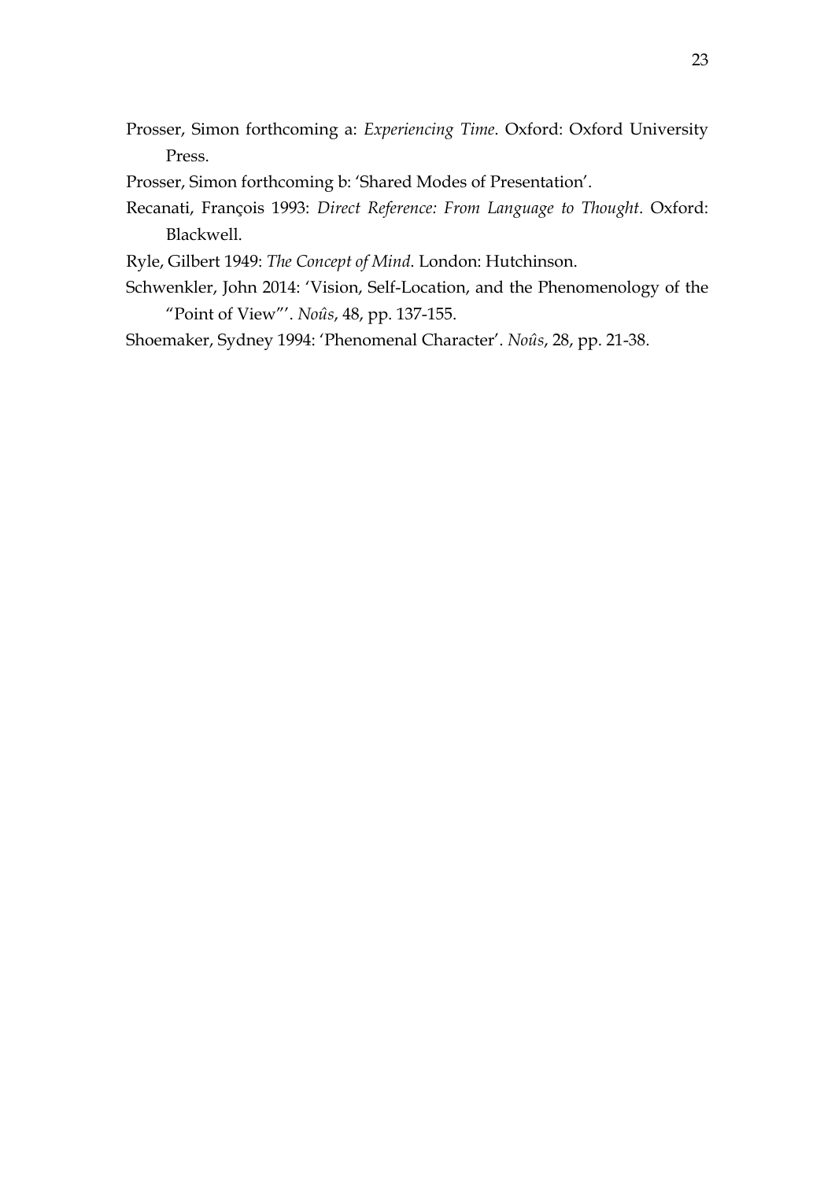Prosser, Simon forthcoming a: *Experiencing Time*. Oxford: Oxford University Press.

Prosser, Simon forthcoming b: 'Shared Modes of Presentation'.

Recanati, François 1993: *Direct Reference: From Language to Thought*. Oxford: Blackwell.

Ryle, Gilbert 1949: *The Concept of Mind*. London: Hutchinson.

Schwenkler, John 2014: 'Vision, Self-Location, and the Phenomenology of the "Point of View"'. *Noûs*, 48, pp. 137-155.

Shoemaker, Sydney 1994: 'Phenomenal Character'. *Noûs*, 28, pp. 21-38.